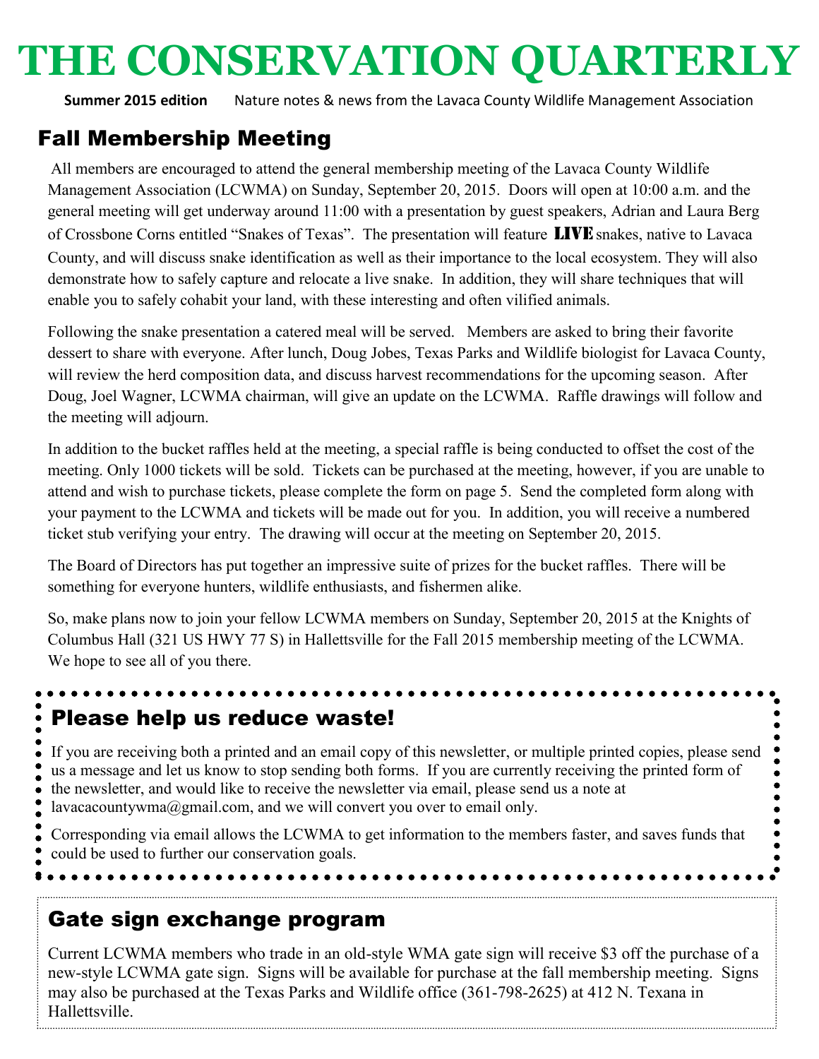# THE CONSERVATION QUARTERLY

**Summer 2015 edition** Nature notes & news from the Lavaca County Wildlife Management Association

## Fall Membership Meeting

All members are encouraged to attend the general membership meeting of the Lavaca County Wildlife Management Association (LCWMA) on Sunday, September 20, 2015. Doors will open at 10:00 a.m. and the general meeting will get underway around 11:00 with a presentation by guest speakers, Adrian and Laura Berg of Crossbone Corns entitled “Snakes of Texas”. The presentation will feature **LIVE** snakes, native to Lavaca County, and will discuss snake identification as well as their importance to the local ecosystem. They will also demonstrate how to safely capture and relocate a live snake. In addition, they will share techniques that will enable you to safely cohabit your land, with these interesting and often vilified animals.

Following the snake presentation a catered meal will be served. Members are asked to bring their favorite dessert to share with everyone. After lunch, Doug Jobes, Texas Parks and Wildlife biologist for Lavaca County, will review the herd composition data, and discuss harvest recommendations for the upcoming season. After Doug, Joel Wagner, LCWMA chairman, will give an update on the LCWMA. Raffle drawings will follow and the meeting will adjourn.

In addition to the bucket raffles held at the meeting, a special raffle is being conducted to offset the cost of the meeting. Only 1000 tickets will be sold. Tickets can be purchased at the meeting, however, if you are unable to attend and wish to purchase tickets, please complete the form on page 5. Send the completed form along with your payment to the LCWMA and tickets will be made out for you. In addition, you will receive a numbered ticket stub verifying your entry. The drawing will occur at the meeting on September 20, 2015.

The Board of Directors has put together an impressive suite of prizes for the bucket raffles. There will be something for everyone hunters, wildlife enthusiasts, and fishermen alike.

So, make plans now to join your fellow LCWMA members on Sunday, September 20, 2015 at the Knights of Columbus Hall (321 US HWY 77 S) in Hallettsville for the Fall 2015 membership meeting of the LCWMA. We hope to see all of you there.

## Please help us reduce waste!

If you are receiving both a printed and an email copy of this newsletter, or multiple printed copies, please send us a message and let us know to stop sending both forms. If you are currently receiving the printed form of the newsletter, and would like to receive the newsletter via email, please send us a note at lavacacountywma@gmail.com, and we will convert you over to email only.

Corresponding via email allows the LCWMA to get information to the members faster, and saves funds that could be used to further our conservation goals.

## Gate sign exchange program

Current LCWMA members who trade in an old-style WMA gate sign will receive $3 off the purchase of a new-style LCWMA gate sign. Signs will be available for purchase at the fall membership meeting. Signs may also be purchased at the Texas Parks and Wildlife office (361-798-2625) at 412 N. Texana in Hallettsville.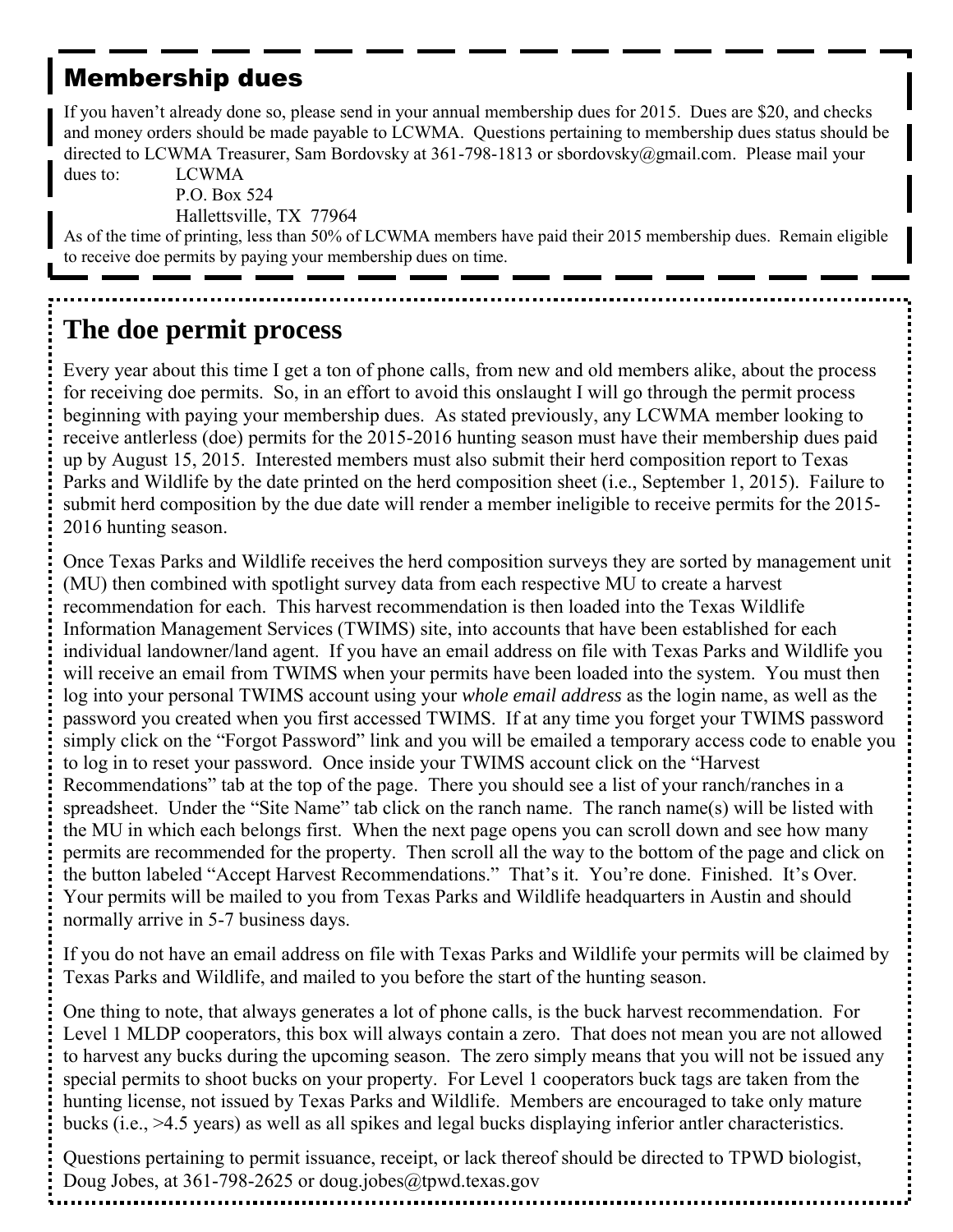## Membership dues

If you haven't already done so, please send in your annual membership dues for 2015. Dues are $20, and checks and money orders should be made payable to LCWMA. Questions pertaining to membership dues status should be directed to LCWMA Treasurer, Sam Bordovsky at 361-798-1813 or sbordovsky@gmail.com. Please mail your dues to:

LCWMA
P.O. Box 524
Hallettsville, TX 77964

As of the time of printing, less than 50% of LCWMA members have paid their 2015 membership dues. Remain eligible to receive doe permits by paying your membership dues on time.

## The doe permit process

Every year about this time I get a ton of phone calls, from new and old members alike, about the process for receiving doe permits. So, in an effort to avoid this onslaught I will go through the permit process beginning with paying your membership dues. As stated previously, any LCWMA member looking to receive antlerless (doe) permits for the 2015-2016 hunting season must have their membership dues paid up by August 15, 2015. Interested members must also submit their herd composition report to Texas Parks and Wildlife by the date printed on the herd composition sheet (i.e., September 1, 2015). Failure to submit herd composition by the due date will render a member ineligible to receive permits for the 2015-2016 hunting season.

Once Texas Parks and Wildlife receives the herd composition surveys they are sorted by management unit (MU) then combined with spotlight survey data from each respective MU to create a harvest recommendation for each. This harvest recommendation is then loaded into the Texas Wildlife Information Management Services (TWIMS) site, into accounts that have been established for each individual landowner/land agent. If you have an email address on file with Texas Parks and Wildlife you will receive an email from TWIMS when your permits have been loaded into the system. You must then log into your personal TWIMS account using your *whole email address* as the login name, as well as the password you created when you first accessed TWIMS. If at any time you forget your TWIMS password simply click on the "Forgot Password" link and you will be emailed a temporary access code to enable you to log in to reset your password. Once inside your TWIMS account click on the "Harvest Recommendations" tab at the top of the page. There you should see a list of your ranch/ranches in a spreadsheet. Under the "Site Name" tab click on the ranch name. The ranch name(s) will be listed with the MU in which each belongs first. When the next page opens you can scroll down and see how many permits are recommended for the property. Then scroll all the way to the bottom of the page and click on the button labeled "Accept Harvest Recommendations." That's it. You're done. Finished. It's Over. Your permits will be mailed to you from Texas Parks and Wildlife headquarters in Austin and should normally arrive in 5-7 business days.

If you do not have an email address on file with Texas Parks and Wildlife your permits will be claimed by Texas Parks and Wildlife, and mailed to you before the start of the hunting season.

One thing to note, that always generates a lot of phone calls, is the buck harvest recommendation. For Level 1 MLDP cooperators, this box will always contain a zero. That does not mean you are not allowed to harvest any bucks during the upcoming season. The zero simply means that you will not be issued any special permits to shoot bucks on your property. For Level 1 cooperators buck tags are taken from the hunting license, not issued by Texas Parks and Wildlife. Members are encouraged to take only mature bucks (i.e., >4.5 years) as well as all spikes and legal bucks displaying inferior antler characteristics.

Questions pertaining to permit issuance, receipt, or lack thereof should be directed to TPWD biologist, Doug Jobes, at 361-798-2625 or doug.jobes@tpwd.texas.gov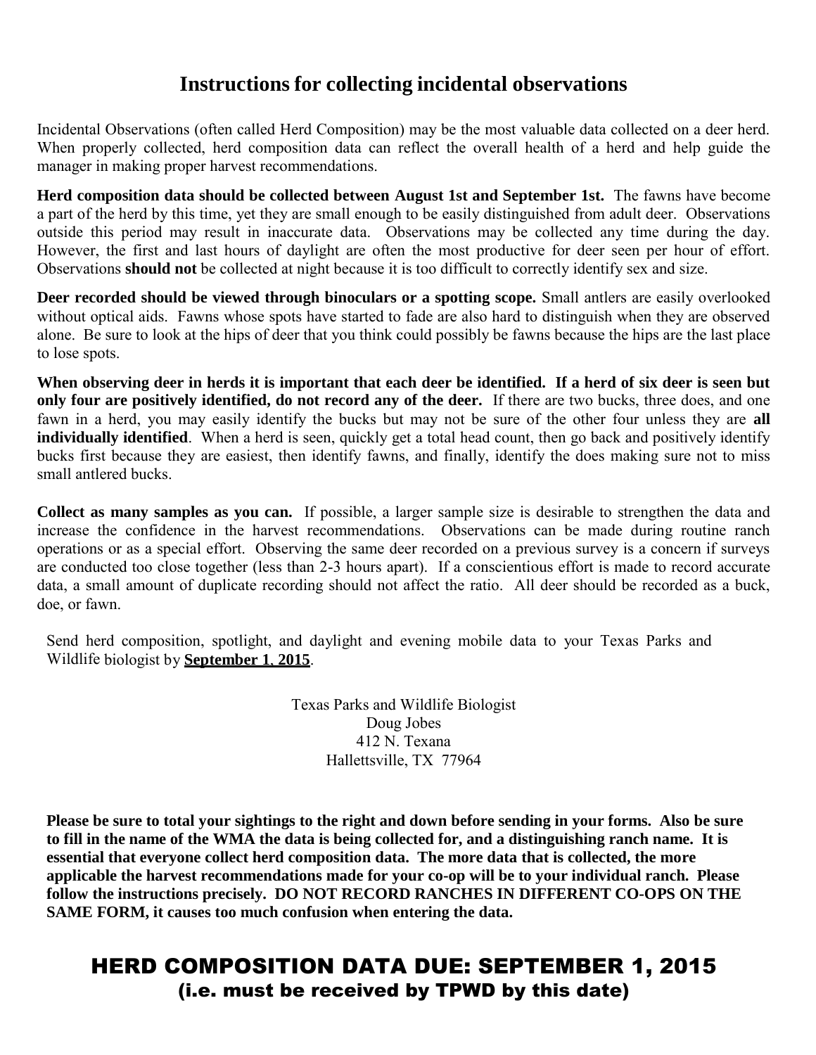# Instructions for collecting incidental observations

Incidental Observations (often called Herd Composition) may be the most valuable data collected on a deer herd. When properly collected, herd composition data can reflect the overall health of a herd and help guide the manager in making proper harvest recommendations.

**Herd composition data should be collected between August 1st and September 1st.** The fawns have become a part of the herd by this time, yet they are small enough to be easily distinguished from adult deer. Observations outside this period may result in inaccurate data. Observations may be collected any time during the day. However, the first and last hours of daylight are often the most productive for deer seen per hour of effort. Observations **should not** be collected at night because it is too difficult to correctly identify sex and size.

**Deer recorded should be viewed through binoculars or a spotting scope.** Small antlers are easily overlooked without optical aids. Fawns whose spots have started to fade are also hard to distinguish when they are observed alone. Be sure to look at the hips of deer that you think could possibly be fawns because the hips are the last place to lose spots.

**When observing deer in herds it is important that each deer be identified. If a herd of six deer is seen but only four are positively identified, do not record any of the deer.** If there are two bucks, three does, and one fawn in a herd, you may easily identify the bucks but may not be sure of the other four unless they are **all individually identified**. When a herd is seen, quickly get a total head count, then go back and positively identify bucks first because they are easiest, then identify fawns, and finally, identify the does making sure not to miss small antlered bucks.

**Collect as many samples as you can.** If possible, a larger sample size is desirable to strengthen the data and increase the confidence in the harvest recommendations. Observations can be made during routine ranch operations or as a special effort. Observing the same deer recorded on a previous survey is a concern if surveys are conducted too close together (less than 2-3 hours apart). If a conscientious effort is made to record accurate data, a small amount of duplicate recording should not affect the ratio. All deer should be recorded as a buck, doe, or fawn.

Send herd composition, spotlight, and daylight and evening mobile data to your Texas Parks and Wildlife biologist by **September 1, 2015**.

Texas Parks and Wildlife Biologist
Doug Jobes
412 N. Texana
Hallettsville, TX 77964

**Please be sure to total your sightings to the right and down before sending in your forms. Also be sure to fill in the name of the WMA the data is being collected for, and a distinguishing ranch name. It is essential that everyone collect herd composition data. The more data that is collected, the more applicable the harvest recommendations made for your co-op will be to your individual ranch. Please follow the instructions precisely. DO NOT RECORD RANCHES IN DIFFERENT CO-OPS ON THE SAME FORM, it causes too much confusion when entering the data.**

## HERD COMPOSITION DATA DUE: SEPTEMBER 1, 2015
## (i.e. must be received by TPWD by this date)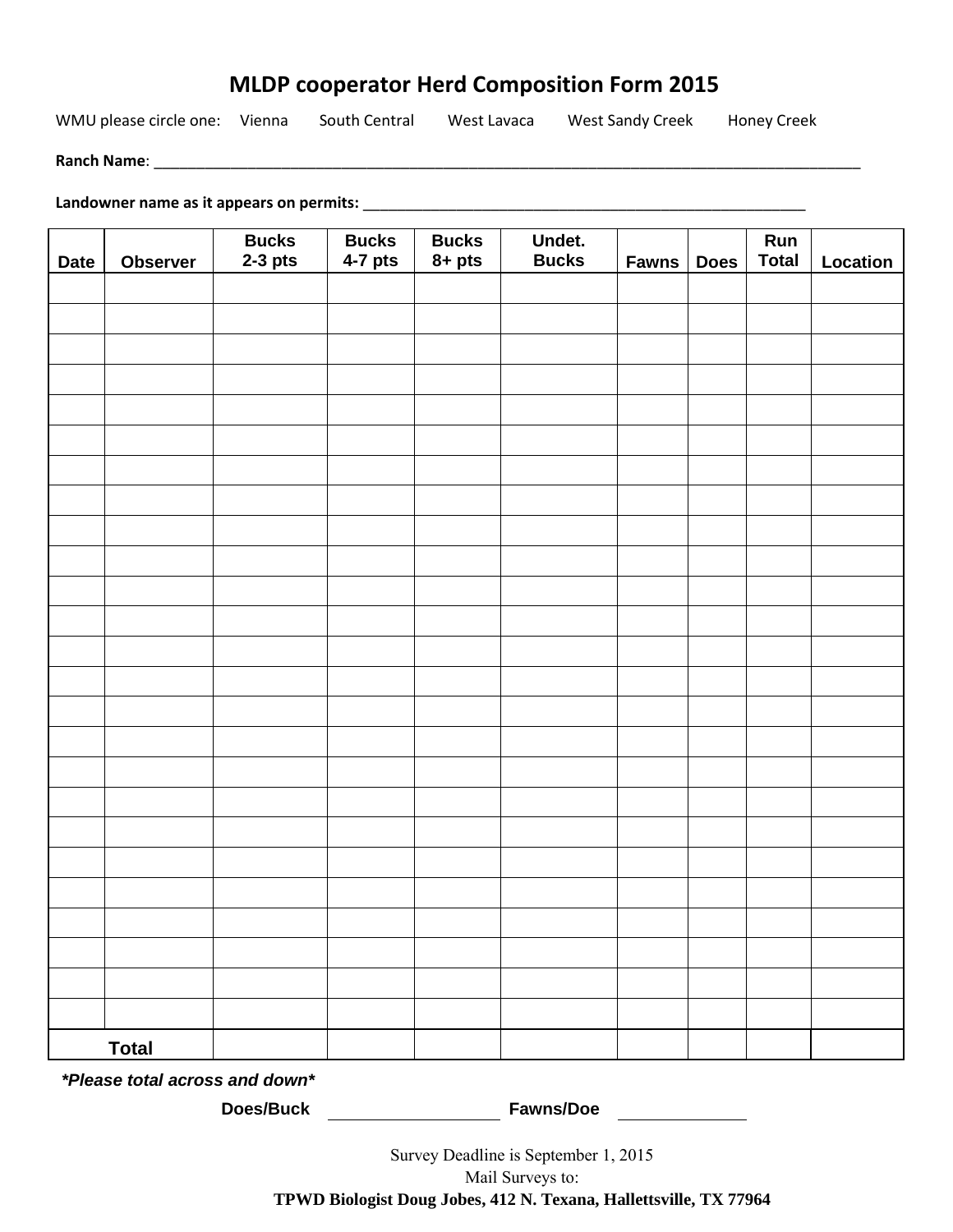# MLDP cooperator Herd Composition Form 2015

WMU please circle one: Vienna South Central West Lavaca West Sandy Creek Honey Creek

**Ranch Name**: ___________________________________________________________________________________________

**Landowner name as it appears on permits:** ___________________________________________________________

| Date | Observer | Bucks 2-3 pts | Bucks 4-7 pts | Bucks 8+ pts | Undet. Bucks | Fawns | Does | Run Total | Location |
|---|---|---|---|---|---|---|---|---|---|
| | | | | | | | | | |
| | | | | | | | | | |
| | | | | | | | | | |
| | | | | | | | | | |
| | | | | | | | | | |
| | | | | | | | | | |
| | | | | | | | | | |
| | | | | | | | | | |
| | | | | | | | | | |
| | | | | | | | | | |
| | | | | | | | | | |
| | | | | | | | | | |
| | | | | | | | | | |
| | | | | | | | | | |
| | | | | | | | | | |
| | | | | | | | | | |
| | | | | | | | | | |
| | | | | | | | | | |
| | | | | | | | | | |
| | | | | | | | | | |
| | | | | | | | | | |
| | | | | | | | | | |
| | | | | | | | | | |
| | | | | | | | | | |
| | | | | | | | | | |
| **Total** | | | | | | | | | |

***Please total across and down***

**Does/Buck** ____________________ **Fawns/Doe** ______________

Survey Deadline is September 1, 2015

Mail Surveys to:

**TPWD Biologist Doug Jobes, 412 N. Texana, Hallettsville, TX 77964**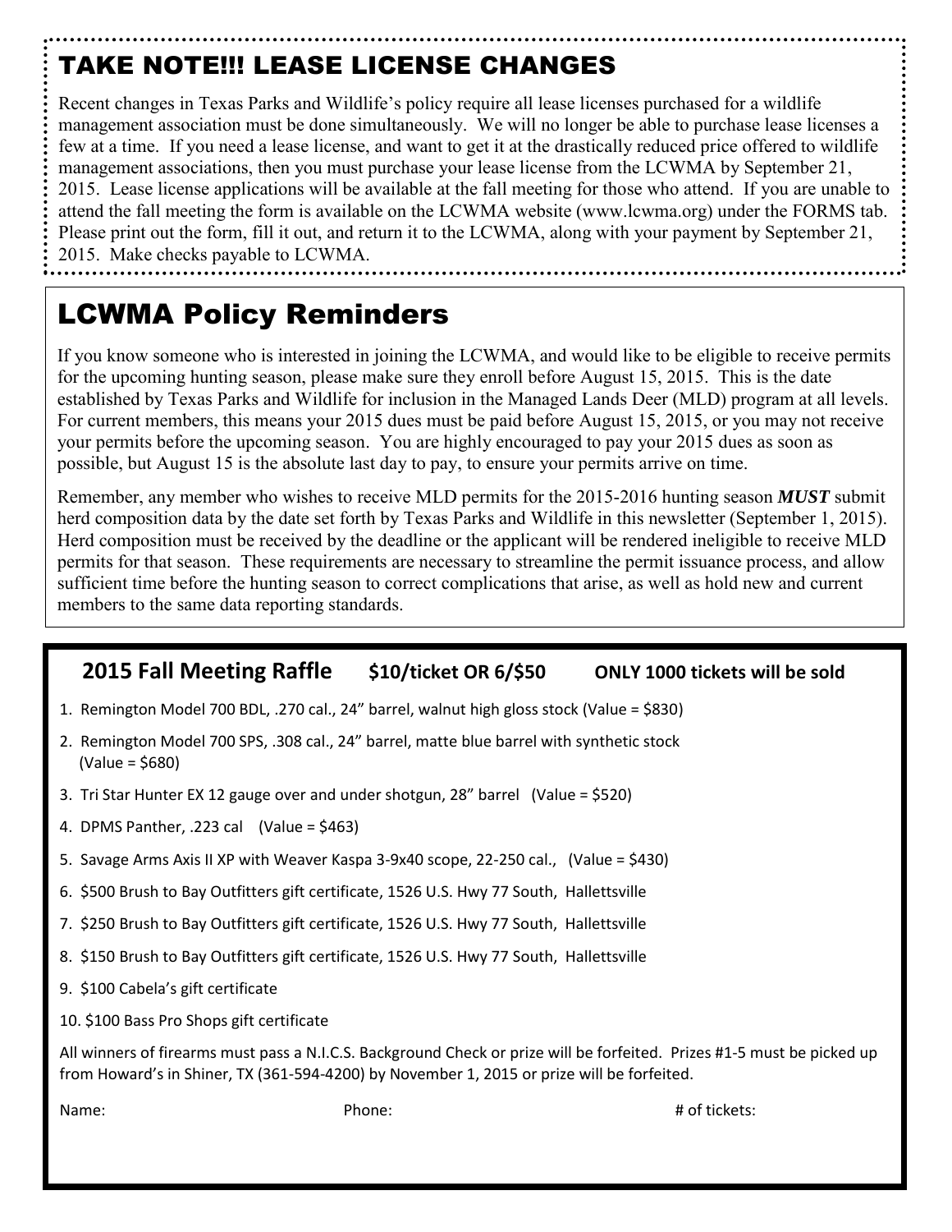## TAKE NOTE!!! LEASE LICENSE CHANGES

Recent changes in Texas Parks and Wildlife's policy require all lease licenses purchased for a wildlife management association must be done simultaneously. We will no longer be able to purchase lease licenses a few at a time. If you need a lease license, and want to get it at the drastically reduced price offered to wildlife management associations, then you must purchase your lease license from the LCWMA by September 21, 2015. Lease license applications will be available at the fall meeting for those who attend. If you are unable to attend the fall meeting the form is available on the LCWMA website (www.lcwma.org) under the FORMS tab. Please print out the form, fill it out, and return it to the LCWMA, along with your payment by September 21, 2015. Make checks payable to LCWMA.

## LCWMA Policy Reminders

If you know someone who is interested in joining the LCWMA, and would like to be eligible to receive permits for the upcoming hunting season, please make sure they enroll before August 15, 2015. This is the date established by Texas Parks and Wildlife for inclusion in the Managed Lands Deer (MLD) program at all levels. For current members, this means your 2015 dues must be paid before August 15, 2015, or you may not receive your permits before the upcoming season. You are highly encouraged to pay your 2015 dues as soon as possible, but August 15 is the absolute last day to pay, to ensure your permits arrive on time.

Remember, any member who wishes to receive MLD permits for the 2015-2016 hunting season ***MUST*** submit herd composition data by the date set forth by Texas Parks and Wildlife in this newsletter (September 1, 2015). Herd composition must be received by the deadline or the applicant will be rendered ineligible to receive MLD permits for that season. These requirements are necessary to streamline the permit issuance process, and allow sufficient time before the hunting season to correct complications that arise, as well as hold new and current members to the same data reporting standards.

## 2015 Fall Meeting Raffle **$10/ticket OR 6/$50** **ONLY 1000 tickets will be sold**

1. Remington Model 700 BDL, .270 cal., 24" barrel, walnut high gloss stock (Value = $830)
2. Remington Model 700 SPS, .308 cal., 24" barrel, matte blue barrel with synthetic stock (Value = $680)
3. Tri Star Hunter EX 12 gauge over and under shotgun, 28" barrel (Value = $520)
4. DPMS Panther, .223 cal (Value = $463)
5. Savage Arms Axis II XP with Weaver Kaspa 3-9x40 scope, 22-250 cal., (Value = $430)
6. $500 Brush to Bay Outfitters gift certificate, 1526 U.S. Hwy 77 South, Hallettsville
7. $250 Brush to Bay Outfitters gift certificate, 1526 U.S. Hwy 77 South, Hallettsville
8. $150 Brush to Bay Outfitters gift certificate, 1526 U.S. Hwy 77 South, Hallettsville
9. $100 Cabela's gift certificate
10. $100 Bass Pro Shops gift certificate

All winners of firearms must pass a N.I.C.S. Background Check or prize will be forfeited. Prizes #1-5 must be picked up from Howard's in Shiner, TX (361-594-4200) by November 1, 2015 or prize will be forfeited.

Name: Phone: # of tickets: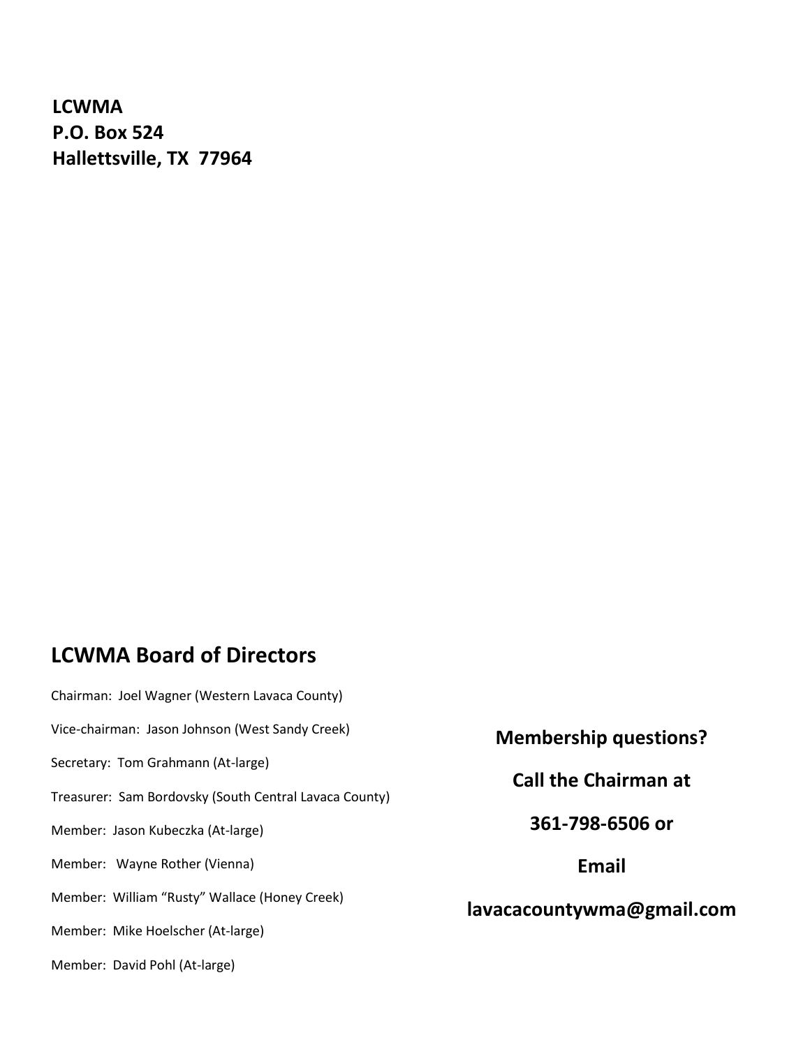**LCWMA**
**P.O. Box 524**
**Hallettsville, TX 77964**

## LCWMA Board of Directors

Chairman: Joel Wagner (Western Lavaca County)

Vice-chairman: Jason Johnson (West Sandy Creek)

Secretary: Tom Grahmann (At-large)

Treasurer: Sam Bordovsky (South Central Lavaca County)

Member: Jason Kubeczka (At-large)

Member: Wayne Rother (Vienna)

Member: William "Rusty" Wallace (Honey Creek)

Member: Mike Hoelscher (At-large)

Member: David Pohl (At-large)

**Membership questions?**

**Call the Chairman at**

**361-798-6506 or**

**Email**

**lavacacountywma@gmail.com**